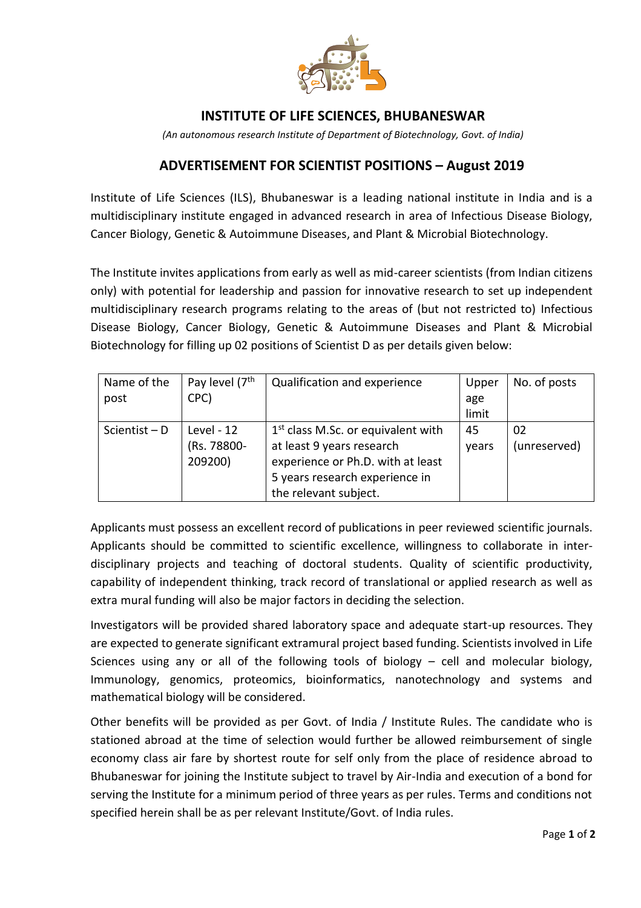# INSTITUTE OF LIFE SCIENCES, BHUBANESWAR

*(An autonomous research Institute of Department of Biotechnology, Govt. of India)*

## ADVERTISEMENT FOR SCIENTIST POSITIONS – August 2019

Institute of Life Sciences (ILS), Bhubaneswar is a leading national institute in India and is a multidisciplinary institute engaged in advanced research in area of Infectious Disease Biology, Cancer Biology, Genetic & Autoimmune Diseases, and Plant & Microbial Biotechnology.

The Institute invites applications from early as well as mid-career scientists (from Indian citizens only) with potential for leadership and passion for innovative research to set up independent multidisciplinary research programs relating to the areas of (but not restricted to) Infectious Disease Biology, Cancer Biology, Genetic & Autoimmune Diseases and Plant & Microbial Biotechnology for filling up 02 positions of Scientist D as per details given below:

| Name of the post | Pay level (7th CPC) | Qualification and experience | Upper age limit | No. of posts |
|---|---|---|---|---|
| Scientist – D | Level - 12 (Rs. 78800-209200) | 1st class M.Sc. or equivalent with at least 9 years research experience or Ph.D. with at least 5 years research experience in the relevant subject. | 45 years | 02 (unreserved) |

Applicants must possess an excellent record of publications in peer reviewed scientific journals. Applicants should be committed to scientific excellence, willingness to collaborate in inter-disciplinary projects and teaching of doctoral students. Quality of scientific productivity, capability of independent thinking, track record of translational or applied research as well as extra mural funding will also be major factors in deciding the selection.

Investigators will be provided shared laboratory space and adequate start-up resources. They are expected to generate significant extramural project based funding. Scientists involved in Life Sciences using any or all of the following tools of biology – cell and molecular biology, Immunology, genomics, proteomics, bioinformatics, nanotechnology and systems and mathematical biology will be considered.

Other benefits will be provided as per Govt. of India / Institute Rules. The candidate who is stationed abroad at the time of selection would further be allowed reimbursement of single economy class air fare by shortest route for self only from the place of residence abroad to Bhubaneswar for joining the Institute subject to travel by Air-India and execution of a bond for serving the Institute for a minimum period of three years as per rules. Terms and conditions not specified herein shall be as per relevant Institute/Govt. of India rules.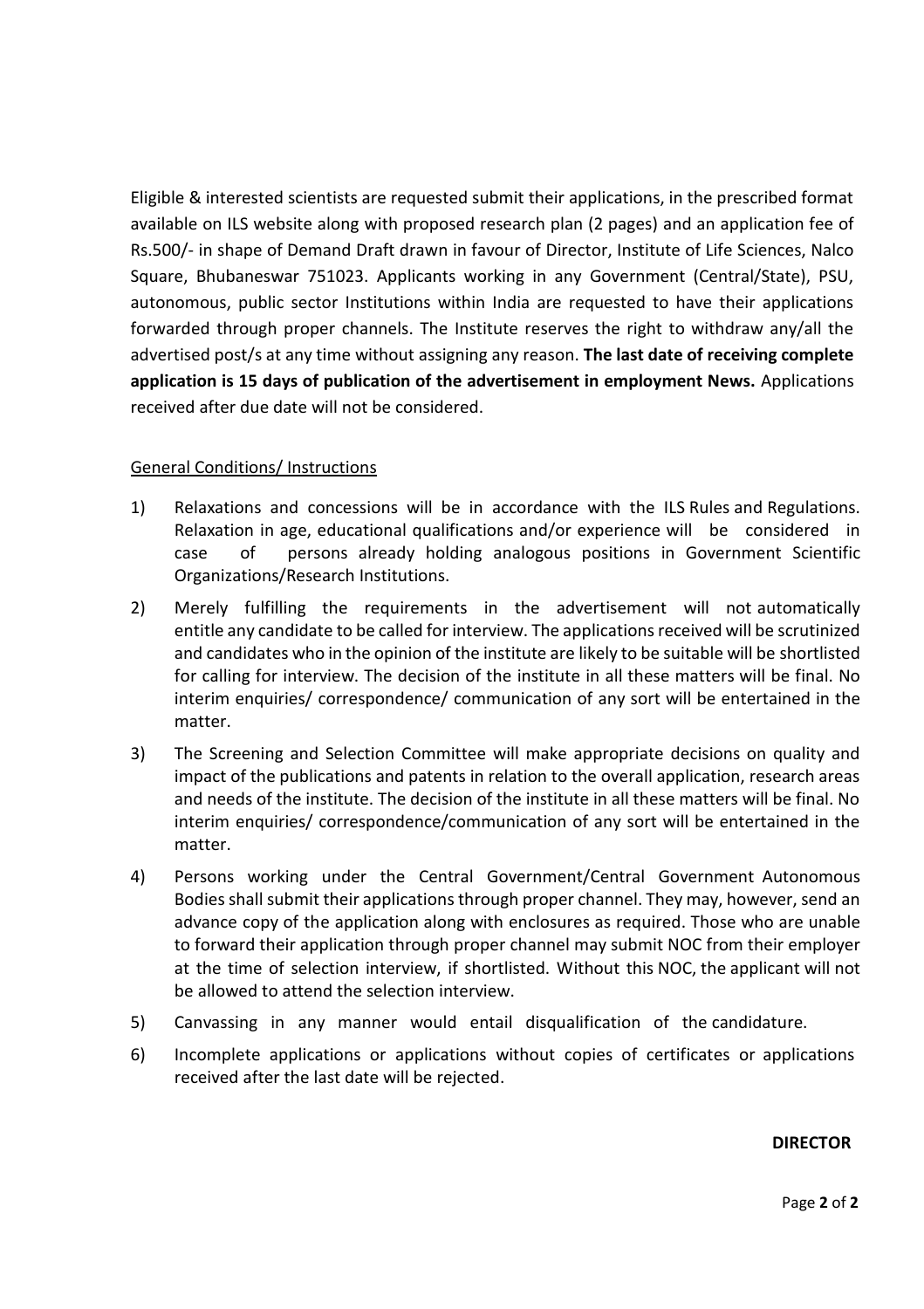Eligible & interested scientists are requested submit their applications, in the prescribed format available on ILS website along with proposed research plan (2 pages) and an application fee of Rs.500/- in shape of Demand Draft drawn in favour of Director, Institute of Life Sciences, Nalco Square, Bhubaneswar 751023. Applicants working in any Government (Central/State), PSU, autonomous, public sector Institutions within India are requested to have their applications forwarded through proper channels. The Institute reserves the right to withdraw any/all the advertised post/s at any time without assigning any reason. **The last date of receiving complete application is 15 days of publication of the advertisement in employment News.** Applications received after due date will not be considered.

General Conditions/ Instructions

1) Relaxations and concessions will be in accordance with the ILS Rules and Regulations. Relaxation in age, educational qualifications and/or experience will be considered in case of persons already holding analogous positions in Government Scientific Organizations/Research Institutions.
2) Merely fulfilling the requirements in the advertisement will not automatically entitle any candidate to be called for interview. The applications received will be scrutinized and candidates who in the opinion of the institute are likely to be suitable will be shortlisted for calling for interview. The decision of the institute in all these matters will be final. No interim enquiries/ correspondence/ communication of any sort will be entertained in the matter.
3) The Screening and Selection Committee will make appropriate decisions on quality and impact of the publications and patents in relation to the overall application, research areas and needs of the institute. The decision of the institute in all these matters will be final. No interim enquiries/ correspondence/communication of any sort will be entertained in the matter.
4) Persons working under the Central Government/Central Government Autonomous Bodies shall submit their applications through proper channel. They may, however, send an advance copy of the application along with enclosures as required. Those who are unable to forward their application through proper channel may submit NOC from their employer at the time of selection interview, if shortlisted. Without this NOC, the applicant will not be allowed to attend the selection interview.
5) Canvassing in any manner would entail disqualification of the candidature.
6) Incomplete applications or applications without copies of certificates or applications received after the last date will be rejected.

**DIRECTOR**